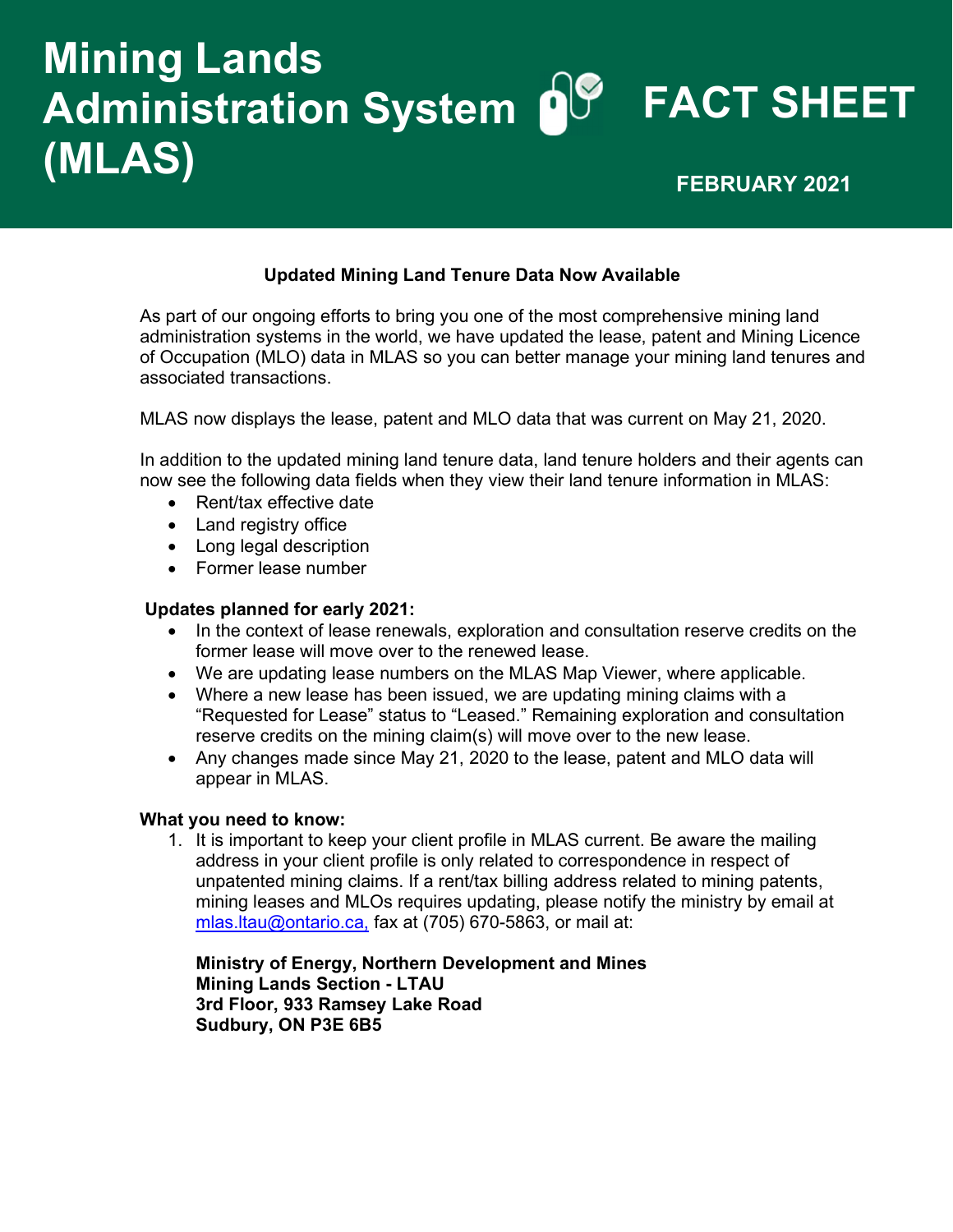# Mining Lands Administration System (MLAS) FACT SHEET

**FEBRUARY 2021**

## Updated Mining Land Tenure Data Now Available

As part of our ongoing efforts to bring you one of the most comprehensive mining land administration systems in the world, we have updated the lease, patent and Mining Licence of Occupation (MLO) data in MLAS so you can better manage your mining land tenures and associated transactions.

MLAS now displays the lease, patent and MLO data that was current on May 21, 2020.

In addition to the updated mining land tenure data, land tenure holders and their agents can now see the following data fields when they view their land tenure information in MLAS:

- Rent/tax effective date
- Land registry office
- Long legal description
- Former lease number

**Updates planned for early 2021:**

- In the context of lease renewals, exploration and consultation reserve credits on the former lease will move over to the renewed lease.
- We are updating lease numbers on the MLAS Map Viewer, where applicable.
- Where a new lease has been issued, we are updating mining claims with a "Requested for Lease" status to "Leased." Remaining exploration and consultation reserve credits on the mining claim(s) will move over to the new lease.
- Any changes made since May 21, 2020 to the lease, patent and MLO data will appear in MLAS.

**What you need to know:**

1. It is important to keep your client profile in MLAS current. Be aware the mailing address in your client profile is only related to correspondence in respect of unpatented mining claims. If a rent/tax billing address related to mining patents, mining leases and MLOs requires updating, please notify the ministry by email at mlas.ltau@ontario.ca, fax at (705) 670-5863, or mail at:

   **Ministry of Energy, Northern Development and Mines**
   **Mining Lands Section - LTAU**
   **3rd Floor, 933 Ramsey Lake Road**
   **Sudbury, ON P3E 6B5**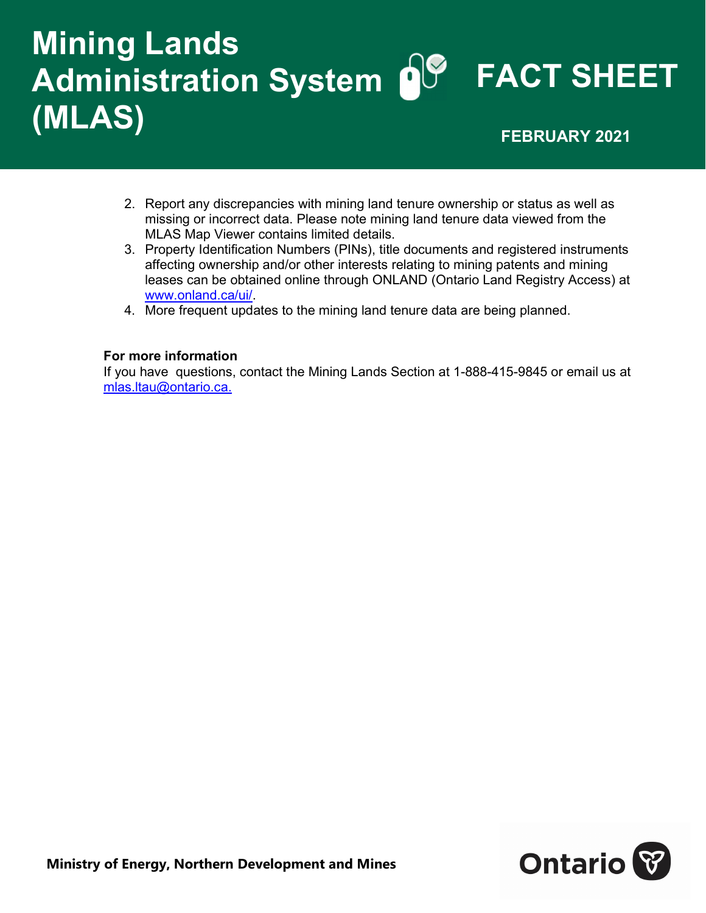2. Report any discrepancies with mining land tenure ownership or status as well as missing or incorrect data. Please note mining land tenure data viewed from the MLAS Map Viewer contains limited details.
3. Property Identification Numbers (PINs), title documents and registered instruments affecting ownership and/or other interests relating to mining patents and mining leases can be obtained online through ONLAND (Ontario Land Registry Access) at www.onland.ca/ui/.
4. More frequent updates to the mining land tenure data are being planned.

**For more information**

If you have questions, contact the Mining Lands Section at 1-888-415-9845 or email us at mlas.ltau@ontario.ca.